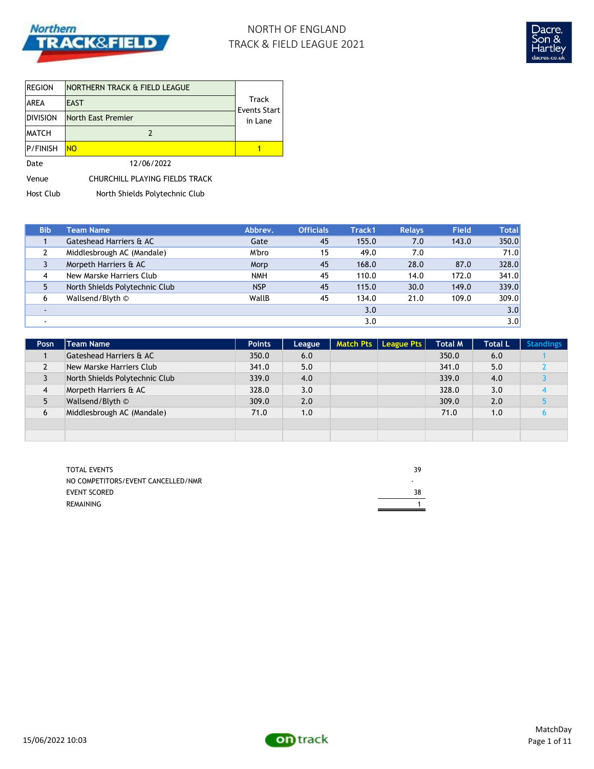# NORTH OF ENGLAND
## TRACK & FIELD LEAGUE 2021

| | | |
|---|---|---|
| REGION | NORTHERN TRACK & FIELD LEAGUE | Track Events Start in Lane |
| AREA | EAST | |
| DIVISION | North East Premier | |
| MATCH | 2 | |
| P/FINISH | NO | 1 |

Date 12/06/2022

Venue CHURCHILL PLAYING FIELDS TRACK

Host Club North Shields Polytechnic Club

| Bib | Team Name | Abbrev. | Officials | Track1 | Relays | Field | Total |
|---|---|---|---|---|---|---|---|
| 1 | Gateshead Harriers & AC | Gate | 45 | 155.0 | 7.0 | 143.0 | 350.0 |
| 2 | Middlesbrough AC (Mandale) | M'bro | 15 | 49.0 | 7.0 | | 71.0 |
| 3 | Morpeth Harriers & AC | Morp | 45 | 168.0 | 28.0 | 87.0 | 328.0 |
| 4 | New Marske Harriers Club | NMH | 45 | 110.0 | 14.0 | 172.0 | 341.0 |
| 5 | North Shields Polytechnic Club | NSP | 45 | 115.0 | 30.0 | 149.0 | 339.0 |
| 6 | Wallsend/Blyth © | WallB | 45 | 134.0 | 21.0 | 109.0 | 309.0 |
| - | | | | 3.0 | | | 3.0 |
| - | | | | 3.0 | | | 3.0 |

| Posn | Team Name | Points | League | Match Pts | League Pts | Total M | Total L | Standings |
|---|---|---|---|---|---|---|---|---|
| 1 | Gateshead Harriers & AC | 350.0 | 6.0 | | | 350.0 | 6.0 | 1 |
| 2 | New Marske Harriers Club | 341.0 | 5.0 | | | 341.0 | 5.0 | 2 |
| 3 | North Shields Polytechnic Club | 339.0 | 4.0 | | | 339.0 | 4.0 | 3 |
| 4 | Morpeth Harriers & AC | 328.0 | 3.0 | | | 328.0 | 3.0 | 4 |
| 5 | Wallsend/Blyth © | 309.0 | 2.0 | | | 309.0 | 2.0 | 5 |
| 6 | Middlesbrough AC (Mandale) | 71.0 | 1.0 | | | 71.0 | 1.0 | 6 |

| | |
|---|---|
| TOTAL EVENTS | 39 |
| NO COMPETITORS/EVENT CANCELLED/NMR | - |
| EVENT SCORED | 38 |
| REMAINING | 1 |

15/06/2022 10:03

MatchDay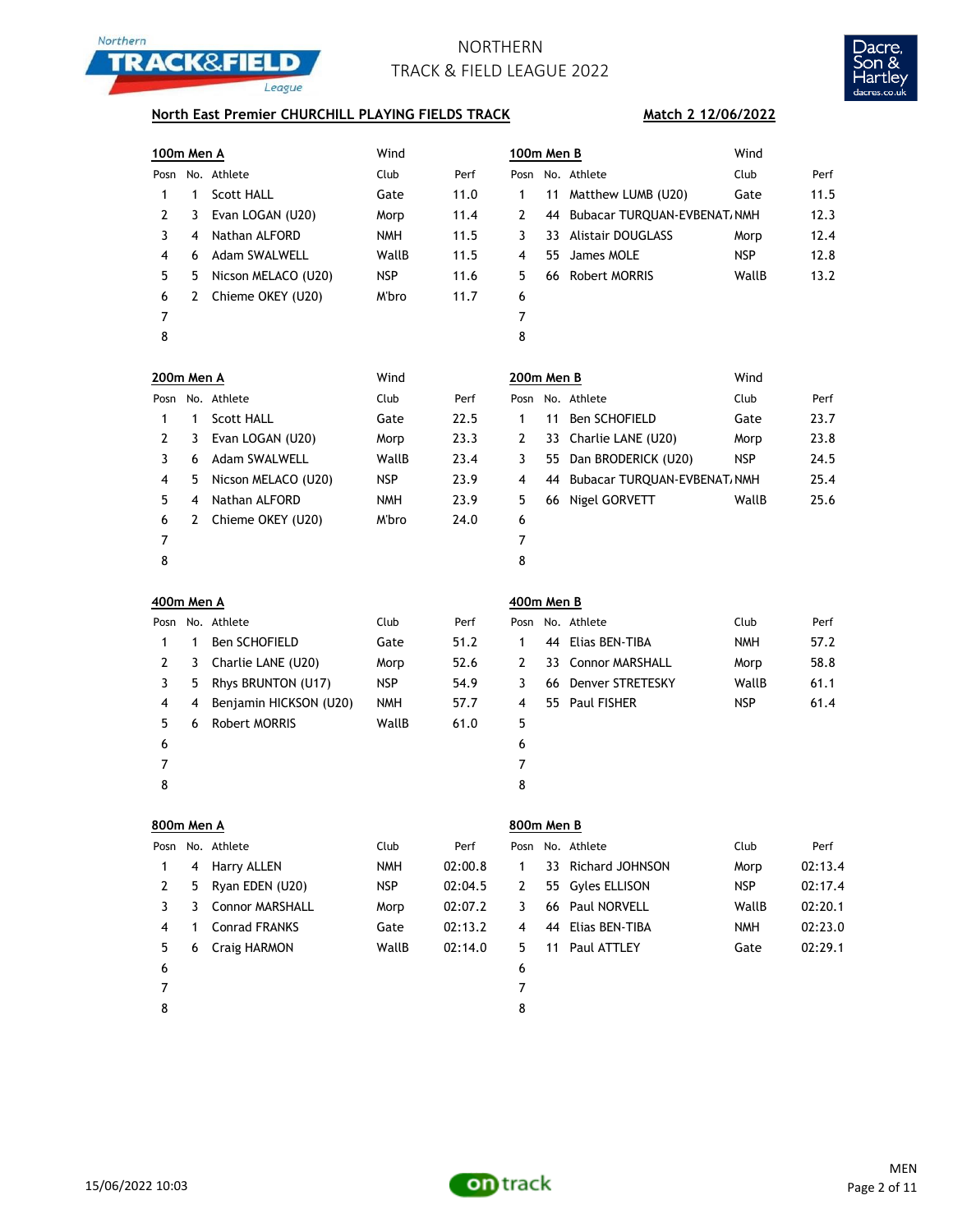# NORTHERN TRACK & FIELD LEAGUE 2022

**North East Premier CHURCHILL PLAYING FIELDS TRACK** — **Match 2 12/06/2022**

### 100m Men A

Wind

| Posn | No. | Athlete | Club | Perf |
|---|---|---|---|---|
| 1 | 1 | Scott HALL | Gate | 11.0 |
| 2 | 3 | Evan LOGAN (U20) | Morp | 11.4 |
| 3 | 4 | Nathan ALFORD | NMH | 11.5 |
| 4 | 6 | Adam SWALWELL | WallB | 11.5 |
| 5 | 5 | Nicson MELACO (U20) | NSP | 11.6 |
| 6 | 2 | Chieme OKEY (U20) | M'bro | 11.7 |
| 7 | | | | |
| 8 | | | | |

### 100m Men B

Wind

| Posn | No. | Athlete | Club | Perf |
|---|---|---|---|---|
| 1 | 11 | Matthew LUMB (U20) | Gate | 11.5 |
| 2 | 44 | Bubacar TURQUAN-EVBENAT/ | NMH | 12.3 |
| 3 | 33 | Alistair DOUGLASS | Morp | 12.4 |
| 4 | 55 | James MOLE | NSP | 12.8 |
| 5 | 66 | Robert MORRIS | WallB | 13.2 |
| 6 | | | | |
| 7 | | | | |
| 8 | | | | |

### 200m Men A

Wind

| Posn | No. | Athlete | Club | Perf |
|---|---|---|---|---|
| 1 | 1 | Scott HALL | Gate | 22.5 |
| 2 | 3 | Evan LOGAN (U20) | Morp | 23.3 |
| 3 | 6 | Adam SWALWELL | WallB | 23.4 |
| 4 | 5 | Nicson MELACO (U20) | NSP | 23.9 |
| 5 | 4 | Nathan ALFORD | NMH | 23.9 |
| 6 | 2 | Chieme OKEY (U20) | M'bro | 24.0 |
| 7 | | | | |
| 8 | | | | |

### 200m Men B

Wind

| Posn | No. | Athlete | Club | Perf |
|---|---|---|---|---|
| 1 | 11 | Ben SCHOFIELD | Gate | 23.7 |
| 2 | 33 | Charlie LANE (U20) | Morp | 23.8 |
| 3 | 55 | Dan BRODERICK (U20) | NSP | 24.5 |
| 4 | 44 | Bubacar TURQUAN-EVBENAT/ | NMH | 25.4 |
| 5 | 66 | Nigel GORVETT | WallB | 25.6 |
| 6 | | | | |
| 7 | | | | |
| 8 | | | | |

### 400m Men A

| Posn | No. | Athlete | Club | Perf |
|---|---|---|---|---|
| 1 | 1 | Ben SCHOFIELD | Gate | 51.2 |
| 2 | 3 | Charlie LANE (U20) | Morp | 52.6 |
| 3 | 5 | Rhys BRUNTON (U17) | NSP | 54.9 |
| 4 | 4 | Benjamin HICKSON (U20) | NMH | 57.7 |
| 5 | 6 | Robert MORRIS | WallB | 61.0 |
| 6 | | | | |
| 7 | | | | |
| 8 | | | | |

### 400m Men B

| Posn | No. | Athlete | Club | Perf |
|---|---|---|---|---|
| 1 | 44 | Elias BEN-TIBA | NMH | 57.2 |
| 2 | 33 | Connor MARSHALL | Morp | 58.8 |
| 3 | 66 | Denver STRETESKY | WallB | 61.1 |
| 4 | 55 | Paul FISHER | NSP | 61.4 |
| 5 | | | | |
| 6 | | | | |
| 7 | | | | |
| 8 | | | | |

### 800m Men A

| Posn | No. | Athlete | Club | Perf |
|---|---|---|---|---|
| 1 | 4 | Harry ALLEN | NMH | 02:00.8 |
| 2 | 5 | Ryan EDEN (U20) | NSP | 02:04.5 |
| 3 | 3 | Connor MARSHALL | Morp | 02:07.2 |
| 4 | 1 | Conrad FRANKS | Gate | 02:13.2 |
| 5 | 6 | Craig HARMON | WallB | 02:14.0 |
| 6 | | | | |
| 7 | | | | |
| 8 | | | | |

### 800m Men B

| Posn | No. | Athlete | Club | Perf |
|---|---|---|---|---|
| 1 | 33 | Richard JOHNSON | Morp | 02:13.4 |
| 2 | 55 | Gyles ELLISON | NSP | 02:17.4 |
| 3 | 66 | Paul NORVELL | WallB | 02:20.1 |
| 4 | 44 | Elias BEN-TIBA | NMH | 02:23.0 |
| 5 | 11 | Paul ATTLEY | Gate | 02:29.1 |
| 6 | | | | |
| 7 | | | | |
| 8 | | | | |

15/06/2022 10:03 — MEN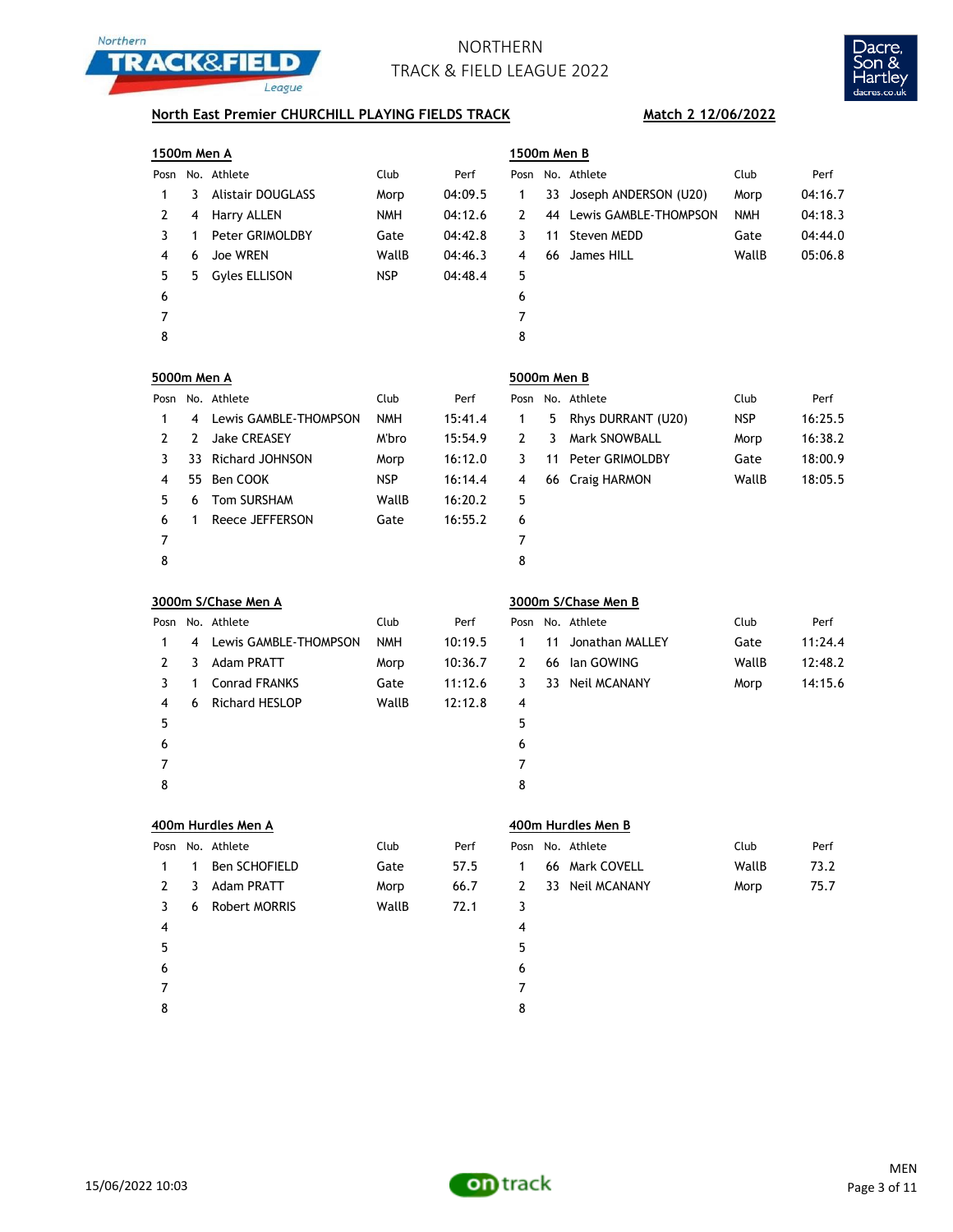# NORTHERN TRACK & FIELD LEAGUE 2022

**North East Premier CHURCHILL PLAYING FIELDS TRACK** — **Match 2 12/06/2022**

### 1500m Men A

| Posn | No. | Athlete | Club | Perf |
|---|---|---|---|---|
| 1 | 3 | Alistair DOUGLASS | Morp | 04:09.5 |
| 2 | 4 | Harry ALLEN | NMH | 04:12.6 |
| 3 | 1 | Peter GRIMOLDBY | Gate | 04:42.8 |
| 4 | 6 | Joe WREN | WallB | 04:46.3 |
| 5 | 5 | Gyles ELLISON | NSP | 04:48.4 |
| 6 | | | | |
| 7 | | | | |
| 8 | | | | |

### 1500m Men B

| Posn | No. | Athlete | Club | Perf |
|---|---|---|---|---|
| 1 | 33 | Joseph ANDERSON (U20) | Morp | 04:16.7 |
| 2 | 44 | Lewis GAMBLE-THOMPSON | NMH | 04:18.3 |
| 3 | 11 | Steven MEDD | Gate | 04:44.0 |
| 4 | 66 | James HILL | WallB | 05:06.8 |
| 5 | | | | |
| 6 | | | | |
| 7 | | | | |
| 8 | | | | |

### 5000m Men A

| Posn | No. | Athlete | Club | Perf |
|---|---|---|---|---|
| 1 | 4 | Lewis GAMBLE-THOMPSON | NMH | 15:41.4 |
| 2 | 2 | Jake CREASEY | M'bro | 15:54.9 |
| 3 | 33 | Richard JOHNSON | Morp | 16:12.0 |
| 4 | 55 | Ben COOK | NSP | 16:14.4 |
| 5 | 6 | Tom SURSHAM | WallB | 16:20.2 |
| 6 | 1 | Reece JEFFERSON | Gate | 16:55.2 |
| 7 | | | | |
| 8 | | | | |

### 5000m Men B

| Posn | No. | Athlete | Club | Perf |
|---|---|---|---|---|
| 1 | 5 | Rhys DURRANT (U20) | NSP | 16:25.5 |
| 2 | 3 | Mark SNOWBALL | Morp | 16:38.2 |
| 3 | 11 | Peter GRIMOLDBY | Gate | 18:00.9 |
| 4 | 66 | Craig HARMON | WallB | 18:05.5 |
| 5 | | | | |
| 6 | | | | |
| 7 | | | | |
| 8 | | | | |

### 3000m S/Chase Men A

| Posn | No. | Athlete | Club | Perf |
|---|---|---|---|---|
| 1 | 4 | Lewis GAMBLE-THOMPSON | NMH | 10:19.5 |
| 2 | 3 | Adam PRATT | Morp | 10:36.7 |
| 3 | 1 | Conrad FRANKS | Gate | 11:12.6 |
| 4 | 6 | Richard HESLOP | WallB | 12:12.8 |
| 5 | | | | |
| 6 | | | | |
| 7 | | | | |
| 8 | | | | |

### 3000m S/Chase Men B

| Posn | No. | Athlete | Club | Perf |
|---|---|---|---|---|
| 1 | 11 | Jonathan MALLEY | Gate | 11:24.4 |
| 2 | 66 | Ian GOWING | WallB | 12:48.2 |
| 3 | 33 | Neil MCANANY | Morp | 14:15.6 |
| 4 | | | | |
| 5 | | | | |
| 6 | | | | |
| 7 | | | | |
| 8 | | | | |

### 400m Hurdles Men A

| Posn | No. | Athlete | Club | Perf |
|---|---|---|---|---|
| 1 | 1 | Ben SCHOFIELD | Gate | 57.5 |
| 2 | 3 | Adam PRATT | Morp | 66.7 |
| 3 | 6 | Robert MORRIS | WallB | 72.1 |
| 4 | | | | |
| 5 | | | | |
| 6 | | | | |
| 7 | | | | |
| 8 | | | | |

### 400m Hurdles Men B

| Posn | No. | Athlete | Club | Perf |
|---|---|---|---|---|
| 1 | 66 | Mark COVELL | WallB | 73.2 |
| 2 | 33 | Neil MCANANY | Morp | 75.7 |
| 3 | | | | |
| 4 | | | | |
| 5 | | | | |
| 6 | | | | |
| 7 | | | | |
| 8 | | | | |

15/06/2022 10:03 — MEN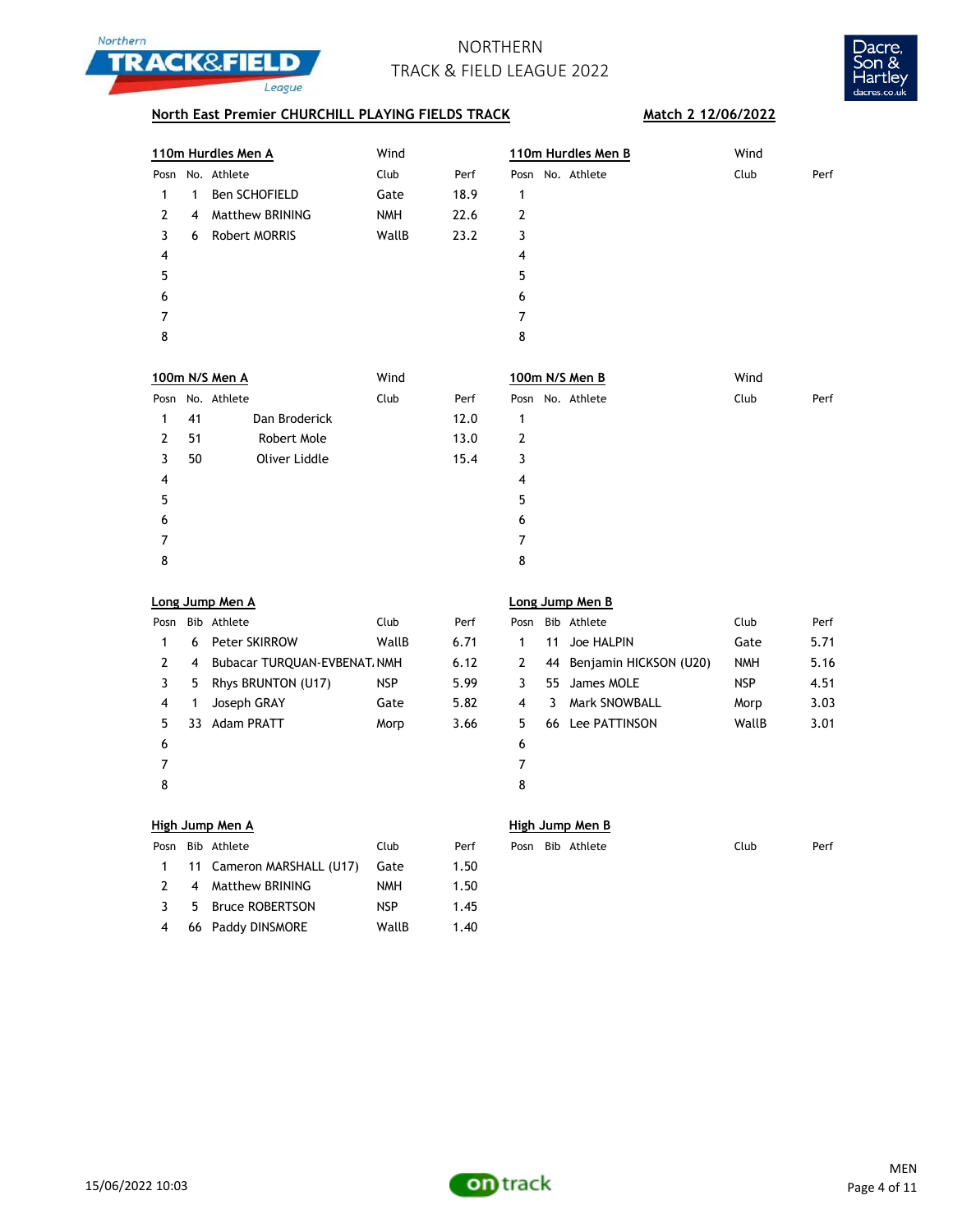# NORTHERN TRACK & FIELD LEAGUE 2022

**North East Premier CHURCHILL PLAYING FIELDS TRACK** **Match 2 12/06/2022**

### 110m Hurdles Men A

Wind

| Posn | No. | Athlete | Club | Perf |
|---|---|---|---|---|
| 1 | 1 | Ben SCHOFIELD | Gate | 18.9 |
| 2 | 4 | Matthew BRINING | NMH | 22.6 |
| 3 | 6 | Robert MORRIS | WallB | 23.2 |
| 4 | | | | |
| 5 | | | | |
| 6 | | | | |
| 7 | | | | |
| 8 | | | | |

### 110m Hurdles Men B

Wind

| Posn | No. | Athlete | Club | Perf |
|---|---|---|---|---|
| 1 | | | | |
| 2 | | | | |
| 3 | | | | |
| 4 | | | | |
| 5 | | | | |
| 6 | | | | |
| 7 | | | | |
| 8 | | | | |

### 100m N/S Men A

Wind

| Posn | No. | Athlete | Club | Perf |
|---|---|---|---|---|
| 1 | 41 | Dan Broderick | | 12.0 |
| 2 | 51 | Robert Mole | | 13.0 |
| 3 | 50 | Oliver Liddle | | 15.4 |
| 4 | | | | |
| 5 | | | | |
| 6 | | | | |
| 7 | | | | |
| 8 | | | | |

### 100m N/S Men B

Wind

| Posn | No. | Athlete | Club | Perf |
|---|---|---|---|---|
| 1 | | | | |
| 2 | | | | |
| 3 | | | | |
| 4 | | | | |
| 5 | | | | |
| 6 | | | | |
| 7 | | | | |
| 8 | | | | |

### Long Jump Men A

| Posn | Bib | Athlete | Club | Perf |
|---|---|---|---|---|
| 1 | 6 | Peter SKIRROW | WallB | 6.71 |
| 2 | 4 | Bubacar TURQUAN-EVBENAT. | NMH | 6.12 |
| 3 | 5 | Rhys BRUNTON (U17) | NSP | 5.99 |
| 4 | 1 | Joseph GRAY | Gate | 5.82 |
| 5 | 33 | Adam PRATT | Morp | 3.66 |
| 6 | | | | |
| 7 | | | | |
| 8 | | | | |

### Long Jump Men B

| Posn | Bib | Athlete | Club | Perf |
|---|---|---|---|---|
| 1 | 11 | Joe HALPIN | Gate | 5.71 |
| 2 | 44 | Benjamin HICKSON (U20) | NMH | 5.16 |
| 3 | 55 | James MOLE | NSP | 4.51 |
| 4 | 3 | Mark SNOWBALL | Morp | 3.03 |
| 5 | 66 | Lee PATTINSON | WallB | 3.01 |
| 6 | | | | |
| 7 | | | | |
| 8 | | | | |

### High Jump Men A

| Posn | Bib | Athlete | Club | Perf |
|---|---|---|---|---|
| 1 | 11 | Cameron MARSHALL (U17) | Gate | 1.50 |
| 2 | 4 | Matthew BRINING | NMH | 1.50 |
| 3 | 5 | Bruce ROBERTSON | NSP | 1.45 |
| 4 | 66 | Paddy DINSMORE | WallB | 1.40 |

### High Jump Men B

| Posn | Bib | Athlete | Club | Perf |
|---|---|---|---|---|

15/06/2022 10:03

MEN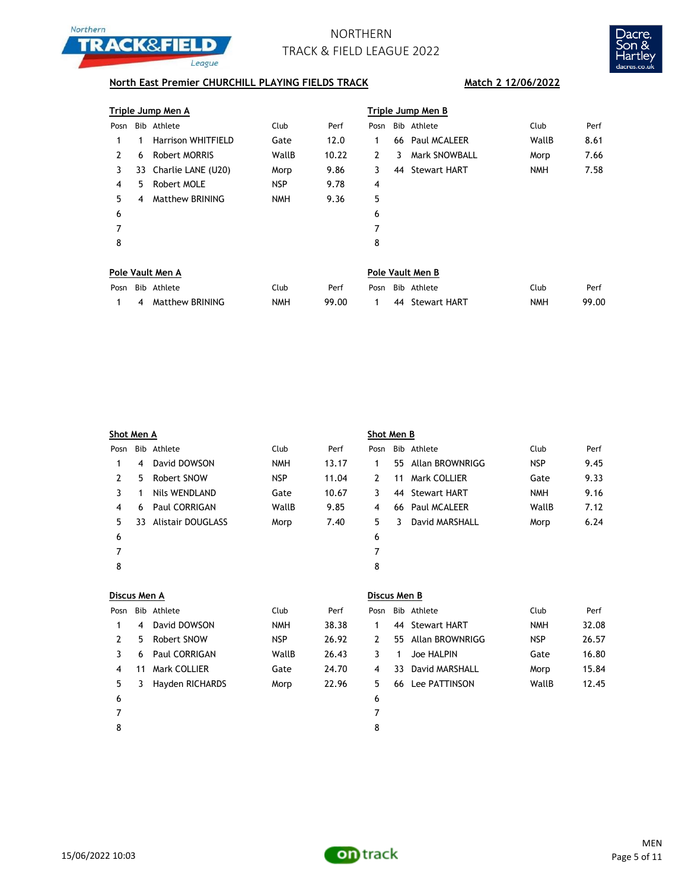# NORTHERN TRACK & FIELD LEAGUE 2022

**North East Premier CHURCHILL PLAYING FIELDS TRACK** **Match 2 12/06/2022**

### Triple Jump Men A

| Posn | Bib | Athlete | Club | Perf |
|---|---|---|---|---|
| 1 | 1 | Harrison WHITFIELD | Gate | 12.0 |
| 2 | 6 | Robert MORRIS | WallB | 10.22 |
| 3 | 33 | Charlie LANE (U20) | Morp | 9.86 |
| 4 | 5 | Robert MOLE | NSP | 9.78 |
| 5 | 4 | Matthew BRINING | NMH | 9.36 |
| 6 | | | | |
| 7 | | | | |
| 8 | | | | |

### Triple Jump Men B

| Posn | Bib | Athlete | Club | Perf |
|---|---|---|---|---|
| 1 | 66 | Paul MCALEER | WallB | 8.61 |
| 2 | 3 | Mark SNOWBALL | Morp | 7.66 |
| 3 | 44 | Stewart HART | NMH | 7.58 |
| 4 | | | | |
| 5 | | | | |
| 6 | | | | |
| 7 | | | | |
| 8 | | | | |

### Pole Vault Men A

| Posn | Bib | Athlete | Club | Perf |
|---|---|---|---|---|
| 1 | 4 | Matthew BRINING | NMH | 99.00 |

### Pole Vault Men B

| Posn | Bib | Athlete | Club | Perf |
|---|---|---|---|---|
| 1 | 44 | Stewart HART | NMH | 99.00 |

### Shot Men A

| Posn | Bib | Athlete | Club | Perf |
|---|---|---|---|---|
| 1 | 4 | David DOWSON | NMH | 13.17 |
| 2 | 5 | Robert SNOW | NSP | 11.04 |
| 3 | 1 | Nils WENDLAND | Gate | 10.67 |
| 4 | 6 | Paul CORRIGAN | WallB | 9.85 |
| 5 | 33 | Alistair DOUGLASS | Morp | 7.40 |
| 6 | | | | |
| 7 | | | | |
| 8 | | | | |

### Shot Men B

| Posn | Bib | Athlete | Club | Perf |
|---|---|---|---|---|
| 1 | 55 | Allan BROWNRIGG | NSP | 9.45 |
| 2 | 11 | Mark COLLIER | Gate | 9.33 |
| 3 | 44 | Stewart HART | NMH | 9.16 |
| 4 | 66 | Paul MCALEER | WallB | 7.12 |
| 5 | 3 | David MARSHALL | Morp | 6.24 |
| 6 | | | | |
| 7 | | | | |
| 8 | | | | |

### Discus Men A

| Posn | Bib | Athlete | Club | Perf |
|---|---|---|---|---|
| 1 | 4 | David DOWSON | NMH | 38.38 |
| 2 | 5 | Robert SNOW | NSP | 26.92 |
| 3 | 6 | Paul CORRIGAN | WallB | 26.43 |
| 4 | 11 | Mark COLLIER | Gate | 24.70 |
| 5 | 3 | Hayden RICHARDS | Morp | 22.96 |
| 6 | | | | |
| 7 | | | | |
| 8 | | | | |

### Discus Men B

| Posn | Bib | Athlete | Club | Perf |
|---|---|---|---|---|
| 1 | 44 | Stewart HART | NMH | 32.08 |
| 2 | 55 | Allan BROWNRIGG | NSP | 26.57 |
| 3 | 1 | Joe HALPIN | Gate | 16.80 |
| 4 | 33 | David MARSHALL | Morp | 15.84 |
| 5 | 66 | Lee PATTINSON | WallB | 12.45 |
| 6 | | | | |
| 7 | | | | |
| 8 | | | | |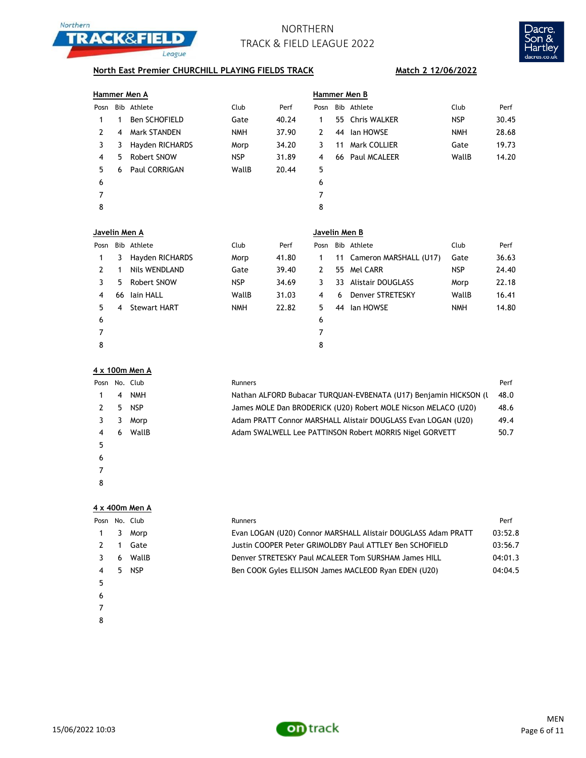# NORTHERN TRACK & FIELD LEAGUE 2022

**North East Premier CHURCHILL PLAYING FIELDS TRACK** **Match 2 12/06/2022**

### Hammer Men A

| Posn | Bib | Athlete | Club | Perf |
|---|---|---|---|---|
| 1 | 1 | Ben SCHOFIELD | Gate | 40.24 |
| 2 | 4 | Mark STANDEN | NMH | 37.90 |
| 3 | 3 | Hayden RICHARDS | Morp | 34.20 |
| 4 | 5 | Robert SNOW | NSP | 31.89 |
| 5 | 6 | Paul CORRIGAN | WallB | 20.44 |
| 6 | | | | |
| 7 | | | | |
| 8 | | | | |

### Hammer Men B

| Posn | Bib | Athlete | Club | Perf |
|---|---|---|---|---|
| 1 | 55 | Chris WALKER | NSP | 30.45 |
| 2 | 44 | Ian HOWSE | NMH | 28.68 |
| 3 | 11 | Mark COLLIER | Gate | 19.73 |
| 4 | 66 | Paul MCALEER | WallB | 14.20 |
| 5 | | | | |
| 6 | | | | |
| 7 | | | | |
| 8 | | | | |

### Javelin Men A

| Posn | Bib | Athlete | Club | Perf |
|---|---|---|---|---|
| 1 | 3 | Hayden RICHARDS | Morp | 41.80 |
| 2 | 1 | Nils WENDLAND | Gate | 39.40 |
| 3 | 5 | Robert SNOW | NSP | 34.69 |
| 4 | 66 | Iain HALL | WallB | 31.03 |
| 5 | 4 | Stewart HART | NMH | 22.82 |
| 6 | | | | |
| 7 | | | | |
| 8 | | | | |

### Javelin Men B

| Posn | Bib | Athlete | Club | Perf |
|---|---|---|---|---|
| 1 | 11 | Cameron MARSHALL (U17) | Gate | 36.63 |
| 2 | 55 | Mel CARR | NSP | 24.40 |
| 3 | 33 | Alistair DOUGLASS | Morp | 22.18 |
| 4 | 6 | Denver STRETESKY | WallB | 16.41 |
| 5 | 44 | Ian HOWSE | NMH | 14.80 |
| 6 | | | | |
| 7 | | | | |
| 8 | | | | |

### 4 x 100m Men A

| Posn | No. | Club | Runners | Perf |
|---|---|---|---|---|
| 1 | 4 | NMH | Nathan ALFORD Bubacar TURQUAN-EVBENATA (U17) Benjamin HICKSON (U | 48.0 |
| 2 | 5 | NSP | James MOLE Dan BRODERICK (U20) Robert MOLE Nicson MELACO (U20) | 48.6 |
| 3 | 3 | Morp | Adam PRATT Connor MARSHALL Alistair DOUGLASS Evan LOGAN (U20) | 49.4 |
| 4 | 6 | WallB | Adam SWALWELL Lee PATTINSON Robert MORRIS Nigel GORVETT | 50.7 |
| 5 | | | | |
| 6 | | | | |
| 7 | | | | |
| 8 | | | | |

### 4 x 400m Men A

| Posn | No. | Club | Runners | Perf |
|---|---|---|---|---|
| 1 | 3 | Morp | Evan LOGAN (U20) Connor MARSHALL Alistair DOUGLASS Adam PRATT | 03:52.8 |
| 2 | 1 | Gate | Justin COOPER Peter GRIMOLDBY Paul ATTLEY Ben SCHOFIELD | 03:56.7 |
| 3 | 6 | WallB | Denver STRETESKY Paul MCALEER Tom SURSHAM James HILL | 04:01.3 |
| 4 | 5 | NSP | Ben COOK Gyles ELLISON James MACLEOD Ryan EDEN (U20) | 04:04.5 |
| 5 | | | | |
| 6 | | | | |
| 7 | | | | |
| 8 | | | | |

15/06/2022 10:03

MEN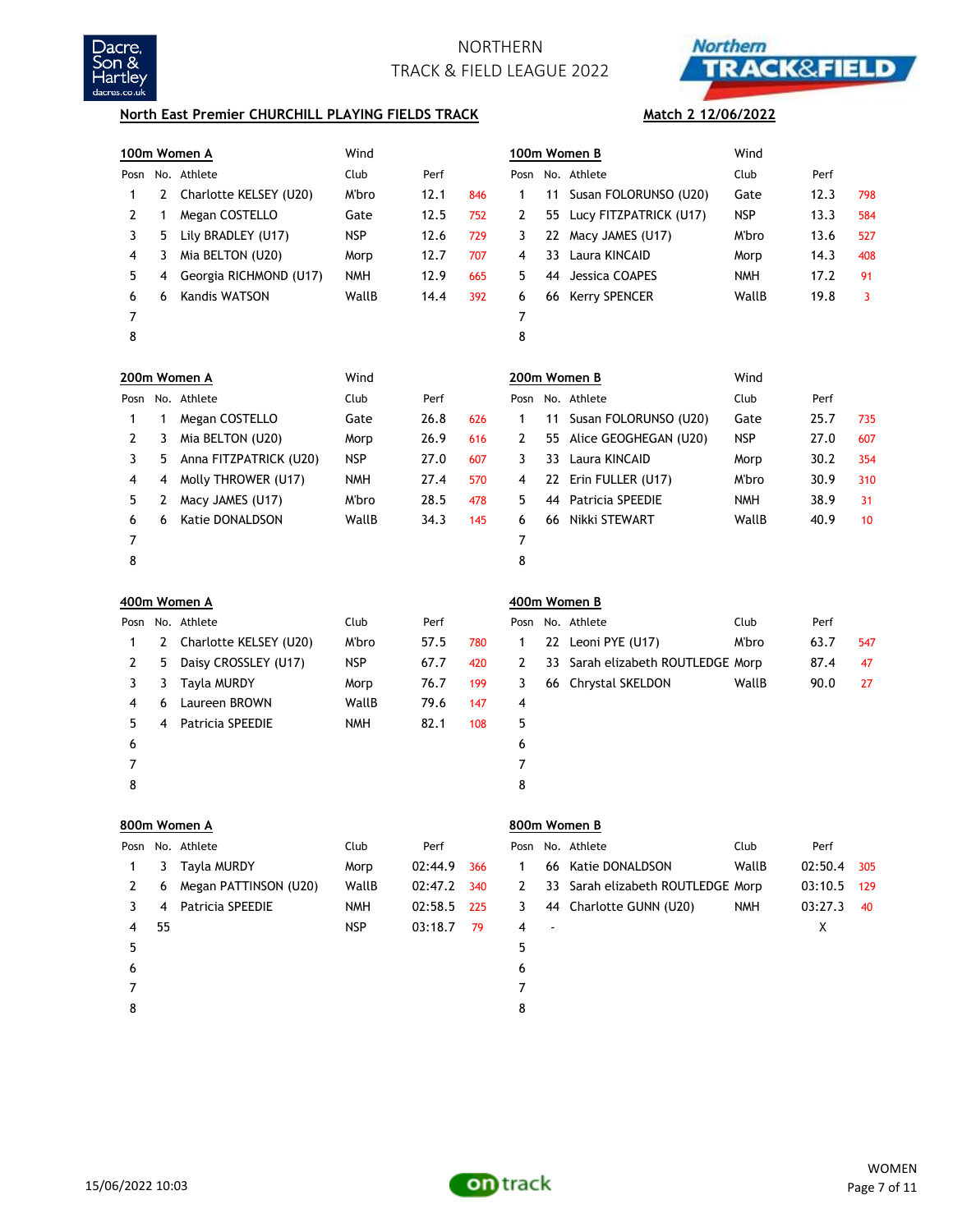# NORTHERN TRACK & FIELD LEAGUE 2022

**North East Premier CHURCHILL PLAYING FIELDS TRACK** — **Match 2 12/06/2022**

## 100m Women A

Wind

| Posn | No. | Athlete | Club | Perf | |
|---|---|---|---|---|---|
| 1 | 2 | Charlotte KELSEY (U20) | M'bro | 12.1 | 846 |
| 2 | 1 | Megan COSTELLO | Gate | 12.5 | 752 |
| 3 | 5 | Lily BRADLEY (U17) | NSP | 12.6 | 729 |
| 4 | 3 | Mia BELTON (U20) | Morp | 12.7 | 707 |
| 5 | 4 | Georgia RICHMOND (U17) | NMH | 12.9 | 665 |
| 6 | 6 | Kandis WATSON | WallB | 14.4 | 392 |
| 7 | | | | | |
| 8 | | | | | |

## 100m Women B

Wind

| Posn | No. | Athlete | Club | Perf | |
|---|---|---|---|---|---|
| 1 | 11 | Susan FOLORUNSO (U20) | Gate | 12.3 | 798 |
| 2 | 55 | Lucy FITZPATRICK (U17) | NSP | 13.3 | 584 |
| 3 | 22 | Macy JAMES (U17) | M'bro | 13.6 | 527 |
| 4 | 33 | Laura KINCAID | Morp | 14.3 | 408 |
| 5 | 44 | Jessica COAPES | NMH | 17.2 | 91 |
| 6 | 66 | Kerry SPENCER | WallB | 19.8 | 3 |
| 7 | | | | | |
| 8 | | | | | |

## 200m Women A

Wind

| Posn | No. | Athlete | Club | Perf | |
|---|---|---|---|---|---|
| 1 | 1 | Megan COSTELLO | Gate | 26.8 | 626 |
| 2 | 3 | Mia BELTON (U20) | Morp | 26.9 | 616 |
| 3 | 5 | Anna FITZPATRICK (U20) | NSP | 27.0 | 607 |
| 4 | 4 | Molly THROWER (U17) | NMH | 27.4 | 570 |
| 5 | 2 | Macy JAMES (U17) | M'bro | 28.5 | 478 |
| 6 | 6 | Katie DONALDSON | WallB | 34.3 | 145 |
| 7 | | | | | |
| 8 | | | | | |

## 200m Women B

Wind

| Posn | No. | Athlete | Club | Perf | |
|---|---|---|---|---|---|
| 1 | 11 | Susan FOLORUNSO (U20) | Gate | 25.7 | 735 |
| 2 | 55 | Alice GEOGHEGAN (U20) | NSP | 27.0 | 607 |
| 3 | 33 | Laura KINCAID | Morp | 30.2 | 354 |
| 4 | 22 | Erin FULLER (U17) | M'bro | 30.9 | 310 |
| 5 | 44 | Patricia SPEEDIE | NMH | 38.9 | 31 |
| 6 | 66 | Nikki STEWART | WallB | 40.9 | 10 |
| 7 | | | | | |
| 8 | | | | | |

## 400m Women A

| Posn | No. | Athlete | Club | Perf | |
|---|---|---|---|---|---|
| 1 | 2 | Charlotte KELSEY (U20) | M'bro | 57.5 | 780 |
| 2 | 5 | Daisy CROSSLEY (U17) | NSP | 67.7 | 420 |
| 3 | 3 | Tayla MURDY | Morp | 76.7 | 199 |
| 4 | 6 | Laureen BROWN | WallB | 79.6 | 147 |
| 5 | 4 | Patricia SPEEDIE | NMH | 82.1 | 108 |
| 6 | | | | | |
| 7 | | | | | |
| 8 | | | | | |

## 400m Women B

| Posn | No. | Athlete | Club | Perf | |
|---|---|---|---|---|---|
| 1 | 22 | Leoni PYE (U17) | M'bro | 63.7 | 547 |
| 2 | 33 | Sarah elizabeth ROUTLEDGE | Morp | 87.4 | 47 |
| 3 | 66 | Chrystal SKELDON | WallB | 90.0 | 27 |
| 4 | | | | | |
| 5 | | | | | |
| 6 | | | | | |
| 7 | | | | | |
| 8 | | | | | |

## 800m Women A

| Posn | No. | Athlete | Club | Perf | |
|---|---|---|---|---|---|
| 1 | 3 | Tayla MURDY | Morp | 02:44.9 | 366 |
| 2 | 6 | Megan PATTINSON (U20) | WallB | 02:47.2 | 340 |
| 3 | 4 | Patricia SPEEDIE | NMH | 02:58.5 | 225 |
| 4 | 55 | | NSP | 03:18.7 | 79 |
| 5 | | | | | |
| 6 | | | | | |
| 7 | | | | | |
| 8 | | | | | |

## 800m Women B

| Posn | No. | Athlete | Club | Perf | |
|---|---|---|---|---|---|
| 1 | 66 | Katie DONALDSON | WallB | 02:50.4 | 305 |
| 2 | 33 | Sarah elizabeth ROUTLEDGE | Morp | 03:10.5 | 129 |
| 3 | 44 | Charlotte GUNN (U20) | NMH | 03:27.3 | 40 |
| 4 | - | | | X | |
| 5 | | | | | |
| 6 | | | | | |
| 7 | | | | | |
| 8 | | | | | |

15/06/2022 10:03

WOMEN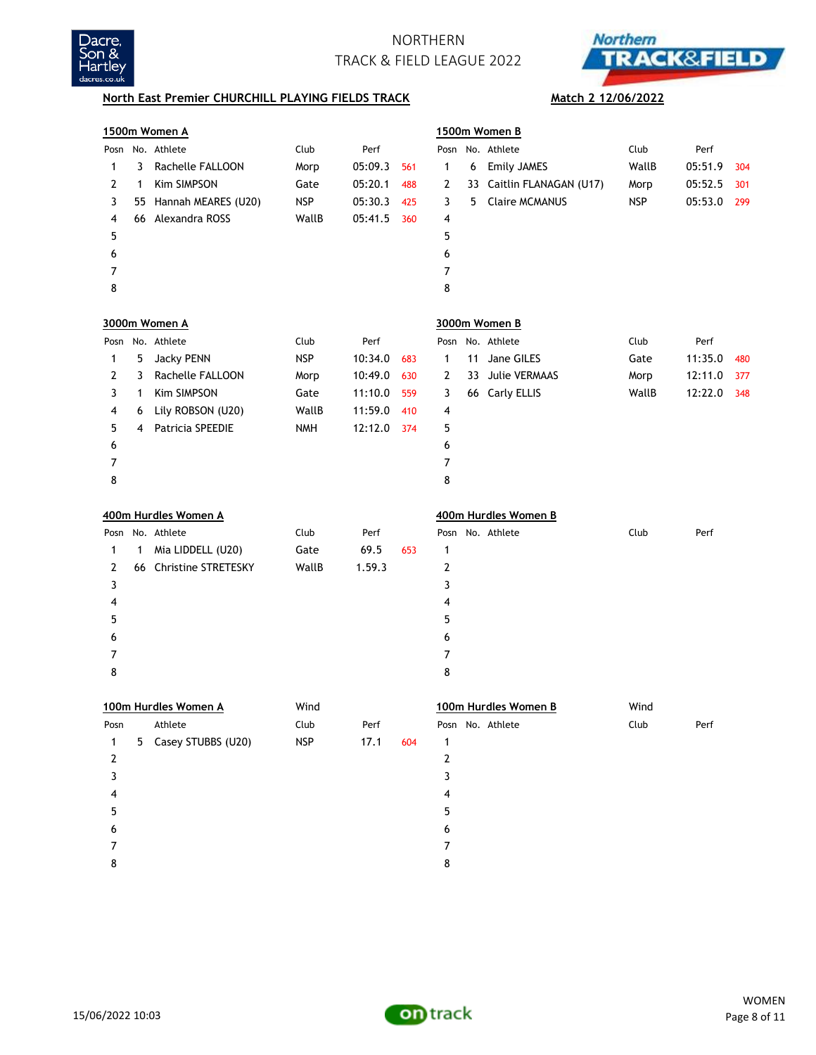NORTHERN
TRACK & FIELD LEAGUE 2022

**North East Premier CHURCHILL PLAYING FIELDS TRACK** — **Match 2 12/06/2022**

**1500m Women A**

| Posn | No. | Athlete | Club | Perf | |
|---|---|---|---|---|---|
| 1 | 3 | Rachelle FALLOON | Morp | 05:09.3 | 561 |
| 2 | 1 | Kim SIMPSON | Gate | 05:20.1 | 488 |
| 3 | 55 | Hannah MEARES (U20) | NSP | 05:30.3 | 425 |
| 4 | 66 | Alexandra ROSS | WallB | 05:41.5 | 360 |
| 5 | | | | | |
| 6 | | | | | |
| 7 | | | | | |
| 8 | | | | | |

**1500m Women B**

| Posn | No. | Athlete | Club | Perf | |
|---|---|---|---|---|---|
| 1 | 6 | Emily JAMES | WallB | 05:51.9 | 304 |
| 2 | 33 | Caitlin FLANAGAN (U17) | Morp | 05:52.5 | 301 |
| 3 | 5 | Claire MCMANUS | NSP | 05:53.0 | 299 |
| 4 | | | | | |
| 5 | | | | | |
| 6 | | | | | |
| 7 | | | | | |
| 8 | | | | | |

**3000m Women A**

| Posn | No. | Athlete | Club | Perf | |
|---|---|---|---|---|---|
| 1 | 5 | Jacky PENN | NSP | 10:34.0 | 683 |
| 2 | 3 | Rachelle FALLOON | Morp | 10:49.0 | 630 |
| 3 | 1 | Kim SIMPSON | Gate | 11:10.0 | 559 |
| 4 | 6 | Lily ROBSON (U20) | WallB | 11:59.0 | 410 |
| 5 | 4 | Patricia SPEEDIE | NMH | 12:12.0 | 374 |
| 6 | | | | | |
| 7 | | | | | |
| 8 | | | | | |

**3000m Women B**

| Posn | No. | Athlete | Club | Perf | |
|---|---|---|---|---|---|
| 1 | 11 | Jane GILES | Gate | 11:35.0 | 480 |
| 2 | 33 | Julie VERMAAS | Morp | 12:11.0 | 377 |
| 3 | 66 | Carly ELLIS | WallB | 12:22.0 | 348 |
| 4 | | | | | |
| 5 | | | | | |
| 6 | | | | | |
| 7 | | | | | |
| 8 | | | | | |

**400m Hurdles Women A**

| Posn | No. | Athlete | Club | Perf | |
|---|---|---|---|---|---|
| 1 | 1 | Mia LIDDELL (U20) | Gate | 69.5 | 653 |
| 2 | 66 | Christine STRETESKY | WallB | 1.59.3 | |
| 3 | | | | | |
| 4 | | | | | |
| 5 | | | | | |
| 6 | | | | | |
| 7 | | | | | |
| 8 | | | | | |

**400m Hurdles Women B**

| Posn | No. | Athlete | Club | Perf |
|---|---|---|---|---|
| 1 | | | | |
| 2 | | | | |
| 3 | | | | |
| 4 | | | | |
| 5 | | | | |
| 6 | | | | |
| 7 | | | | |
| 8 | | | | |

**100m Hurdles Women A** Wind

| Posn | | Athlete | Club | Perf | |
|---|---|---|---|---|---|
| 1 | 5 | Casey STUBBS (U20) | NSP | 17.1 | 604 |
| 2 | | | | | |
| 3 | | | | | |
| 4 | | | | | |
| 5 | | | | | |
| 6 | | | | | |
| 7 | | | | | |
| 8 | | | | | |

**100m Hurdles Women B** Wind

| Posn | No. | Athlete | Club | Perf |
|---|---|---|---|---|
| 1 | | | | |
| 2 | | | | |
| 3 | | | | |
| 4 | | | | |
| 5 | | | | |
| 6 | | | | |
| 7 | | | | |
| 8 | | | | |

15/06/2022 10:03 — WOMEN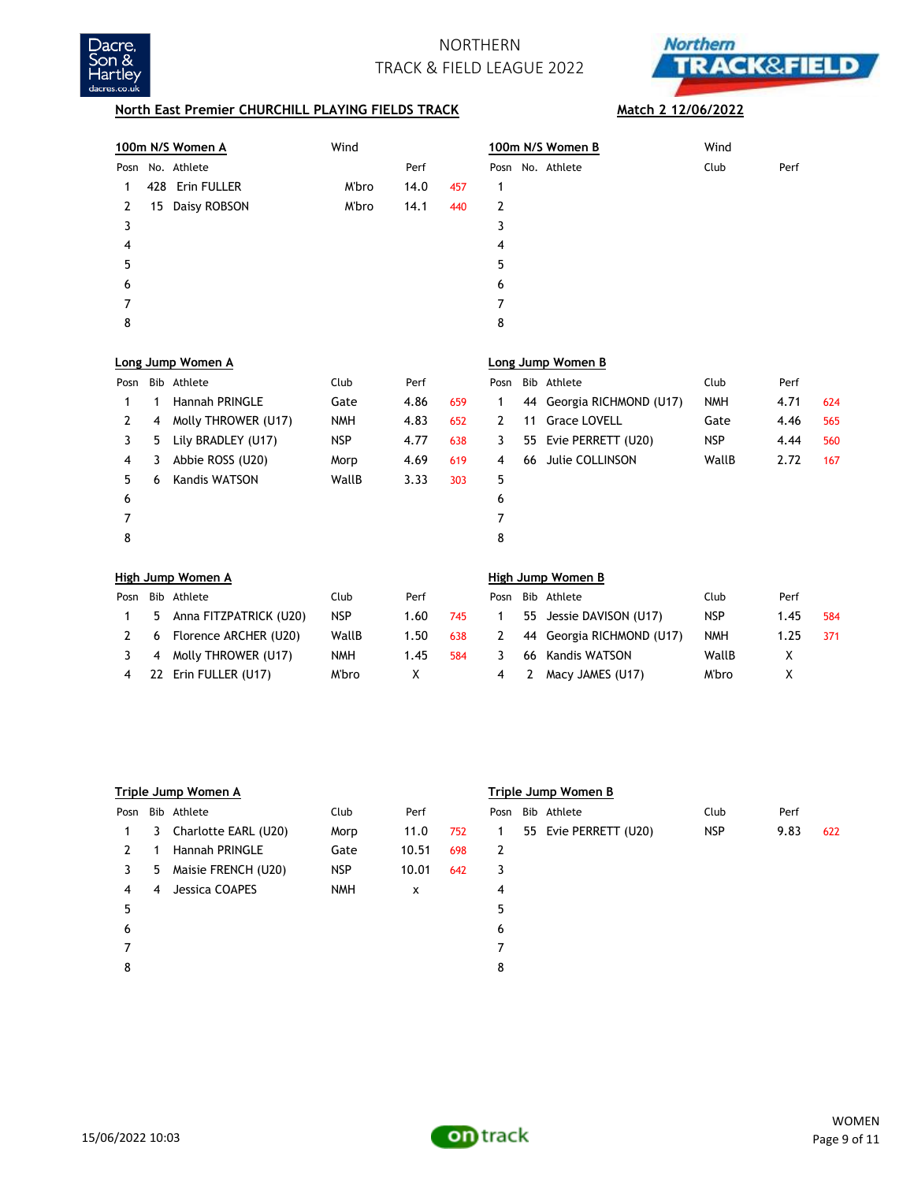NORTHERN
TRACK & FIELD LEAGUE 2022

**North East Premier CHURCHILL PLAYING FIELDS TRACK** — **Match 2 12/06/2022**

### 100m N/S Women A

Wind

| Posn | No. | Athlete | | Perf | |
|---|---|---|---|---|---|
| 1 | 428 | Erin FULLER | M'bro | 14.0 | 457 |
| 2 | 15 | Daisy ROBSON | M'bro | 14.1 | 440 |
| 3 | | | | | |
| 4 | | | | | |
| 5 | | | | | |
| 6 | | | | | |
| 7 | | | | | |
| 8 | | | | | |

### 100m N/S Women B

Wind

| Posn | No. | Athlete | Club | Perf |
|---|---|---|---|---|
| 1 | | | | |
| 2 | | | | |
| 3 | | | | |
| 4 | | | | |
| 5 | | | | |
| 6 | | | | |
| 7 | | | | |
| 8 | | | | |

### Long Jump Women A

| Posn | Bib | Athlete | Club | Perf | |
|---|---|---|---|---|---|
| 1 | 1 | Hannah PRINGLE | Gate | 4.86 | 659 |
| 2 | 4 | Molly THROWER (U17) | NMH | 4.83 | 652 |
| 3 | 5 | Lily BRADLEY (U17) | NSP | 4.77 | 638 |
| 4 | 3 | Abbie ROSS (U20) | Morp | 4.69 | 619 |
| 5 | 6 | Kandis WATSON | WallB | 3.33 | 303 |
| 6 | | | | | |
| 7 | | | | | |
| 8 | | | | | |

### Long Jump Women B

| Posn | Bib | Athlete | Club | Perf | |
|---|---|---|---|---|---|
| 1 | 44 | Georgia RICHMOND (U17) | NMH | 4.71 | 624 |
| 2 | 11 | Grace LOVELL | Gate | 4.46 | 565 |
| 3 | 55 | Evie PERRETT (U20) | NSP | 4.44 | 560 |
| 4 | 66 | Julie COLLINSON | WallB | 2.72 | 167 |
| 5 | | | | | |
| 6 | | | | | |
| 7 | | | | | |
| 8 | | | | | |

### High Jump Women A

| Posn | Bib | Athlete | Club | Perf | |
|---|---|---|---|---|---|
| 1 | 5 | Anna FITZPATRICK (U20) | NSP | 1.60 | 745 |
| 2 | 6 | Florence ARCHER (U20) | WallB | 1.50 | 638 |
| 3 | 4 | Molly THROWER (U17) | NMH | 1.45 | 584 |
| 4 | 22 | Erin FULLER (U17) | M'bro | X | |

### High Jump Women B

| Posn | Bib | Athlete | Club | Perf | |
|---|---|---|---|---|---|
| 1 | 55 | Jessie DAVISON (U17) | NSP | 1.45 | 584 |
| 2 | 44 | Georgia RICHMOND (U17) | NMH | 1.25 | 371 |
| 3 | 66 | Kandis WATSON | WallB | X | |
| 4 | 2 | Macy JAMES (U17) | M'bro | X | |

### Triple Jump Women A

| Posn | Bib | Athlete | Club | Perf | |
|---|---|---|---|---|---|
| 1 | 3 | Charlotte EARL (U20) | Morp | 11.0 | 752 |
| 2 | 1 | Hannah PRINGLE | Gate | 10.51 | 698 |
| 3 | 5 | Maisie FRENCH (U20) | NSP | 10.01 | 642 |
| 4 | 4 | Jessica COAPES | NMH | x | |
| 5 | | | | | |
| 6 | | | | | |
| 7 | | | | | |
| 8 | | | | | |

### Triple Jump Women B

| Posn | Bib | Athlete | Club | Perf | |
|---|---|---|---|---|---|
| 1 | 55 | Evie PERRETT (U20) | NSP | 9.83 | 622 |
| 2 | | | | | |
| 3 | | | | | |
| 4 | | | | | |
| 5 | | | | | |
| 6 | | | | | |
| 7 | | | | | |
| 8 | | | | | |

15/06/2022 10:03 — WOMEN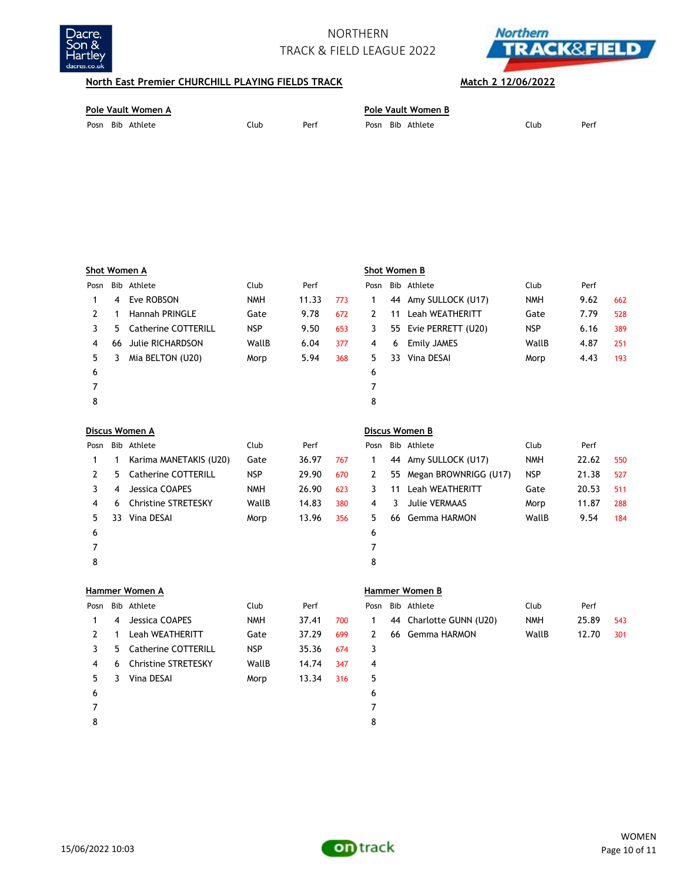NORTHERN
TRACK & FIELD LEAGUE 2022

**North East Premier CHURCHILL PLAYING FIELDS TRACK** — **Match 2 12/06/2022**

### Pole Vault Women A

| Posn | Bib | Athlete | Club | Perf | |
|---|---|---|---|---|---|

### Pole Vault Women B

| Posn | Bib | Athlete | Club | Perf | |
|---|---|---|---|---|---|

### Shot Women A

| Posn | Bib | Athlete | Club | Perf | |
|---|---|---|---|---|---|
| 1 | 4 | Eve ROBSON | NMH | 11.33 | 773 |
| 2 | 1 | Hannah PRINGLE | Gate | 9.78 | 672 |
| 3 | 5 | Catherine COTTERILL | NSP | 9.50 | 653 |
| 4 | 66 | Julie RICHARDSON | WallB | 6.04 | 377 |
| 5 | 3 | Mia BELTON (U20) | Morp | 5.94 | 368 |
| 6 | | | | | |
| 7 | | | | | |
| 8 | | | | | |

### Shot Women B

| Posn | Bib | Athlete | Club | Perf | |
|---|---|---|---|---|---|
| 1 | 44 | Amy SULLOCK (U17) | NMH | 9.62 | 662 |
| 2 | 11 | Leah WEATHERITT | Gate | 7.79 | 528 |
| 3 | 55 | Evie PERRETT (U20) | NSP | 6.16 | 389 |
| 4 | 6 | Emily JAMES | WallB | 4.87 | 251 |
| 5 | 33 | Vina DESAI | Morp | 4.43 | 193 |
| 6 | | | | | |
| 7 | | | | | |
| 8 | | | | | |

### Discus Women A

| Posn | Bib | Athlete | Club | Perf | |
|---|---|---|---|---|---|
| 1 | 1 | Karima MANETAKIS (U20) | Gate | 36.97 | 767 |
| 2 | 5 | Catherine COTTERILL | NSP | 29.90 | 670 |
| 3 | 4 | Jessica COAPES | NMH | 26.90 | 623 |
| 4 | 6 | Christine STRETESKY | WallB | 14.83 | 380 |
| 5 | 33 | Vina DESAI | Morp | 13.96 | 356 |
| 6 | | | | | |
| 7 | | | | | |
| 8 | | | | | |

### Discus Women B

| Posn | Bib | Athlete | Club | Perf | |
|---|---|---|---|---|---|
| 1 | 44 | Amy SULLOCK (U17) | NMH | 22.62 | 550 |
| 2 | 55 | Megan BROWNRIGG (U17) | NSP | 21.38 | 527 |
| 3 | 11 | Leah WEATHERITT | Gate | 20.53 | 511 |
| 4 | 3 | Julie VERMAAS | Morp | 11.87 | 288 |
| 5 | 66 | Gemma HARMON | WallB | 9.54 | 184 |
| 6 | | | | | |
| 7 | | | | | |
| 8 | | | | | |

### Hammer Women A

| Posn | Bib | Athlete | Club | Perf | |
|---|---|---|---|---|---|
| 1 | 4 | Jessica COAPES | NMH | 37.41 | 700 |
| 2 | 1 | Leah WEATHERITT | Gate | 37.29 | 699 |
| 3 | 5 | Catherine COTTERILL | NSP | 35.36 | 674 |
| 4 | 6 | Christine STRETESKY | WallB | 14.74 | 347 |
| 5 | 3 | Vina DESAI | Morp | 13.34 | 316 |
| 6 | | | | | |
| 7 | | | | | |
| 8 | | | | | |

### Hammer Women B

| Posn | Bib | Athlete | Club | Perf | |
|---|---|---|---|---|---|
| 1 | 44 | Charlotte GUNN (U20) | NMH | 25.89 | 543 |
| 2 | 66 | Gemma HARMON | WallB | 12.70 | 301 |
| 3 | | | | | |
| 4 | | | | | |
| 5 | | | | | |
| 6 | | | | | |
| 7 | | | | | |
| 8 | | | | | |

15/06/2022 10:03

WOMEN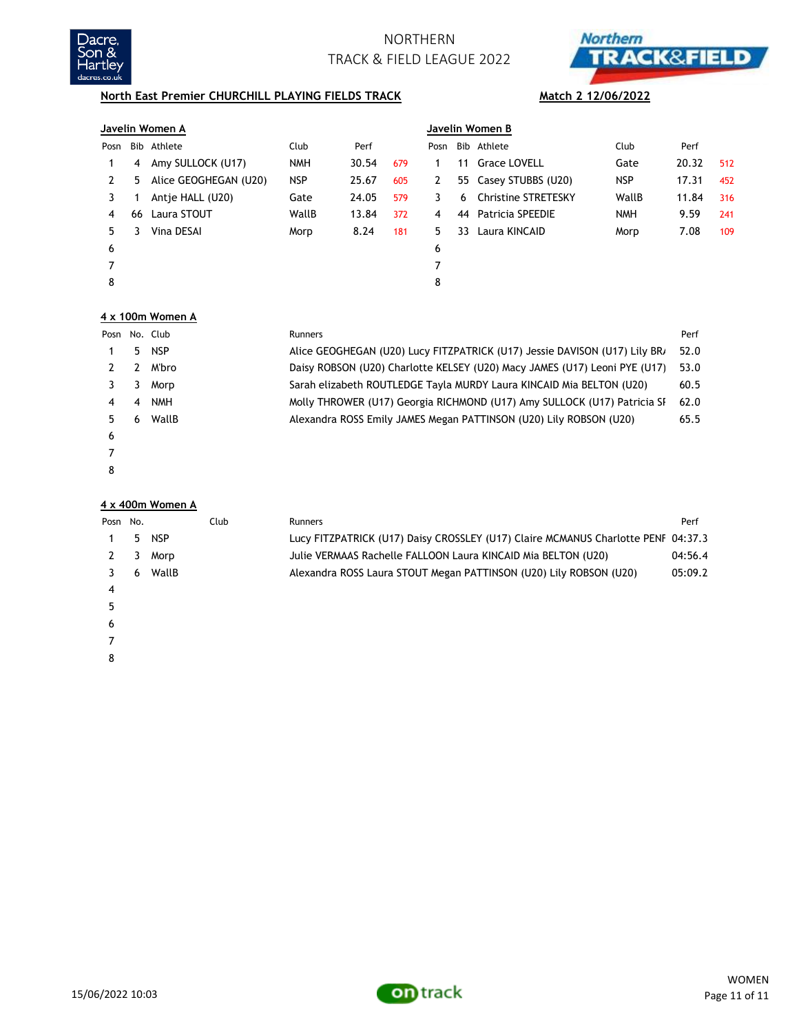# NORTHERN
# TRACK & FIELD LEAGUE 2022

**North East Premier CHURCHILL PLAYING FIELDS TRACK** **Match 2 12/06/2022**

**Javelin Women A**

| Posn | Bib | Athlete | Club | Perf | |
|---|---|---|---|---|---|
| 1 | 4 | Amy SULLOCK (U17) | NMH | 30.54 | 679 |
| 2 | 5 | Alice GEOGHEGAN (U20) | NSP | 25.67 | 605 |
| 3 | 1 | Antje HALL (U20) | Gate | 24.05 | 579 |
| 4 | 66 | Laura STOUT | WallB | 13.84 | 372 |
| 5 | 3 | Vina DESAI | Morp | 8.24 | 181 |
| 6 | | | | | |
| 7 | | | | | |
| 8 | | | | | |

**Javelin Women B**

| Posn | Bib | Athlete | Club | Perf | |
|---|---|---|---|---|---|
| 1 | 11 | Grace LOVELL | Gate | 20.32 | 512 |
| 2 | 55 | Casey STUBBS (U20) | NSP | 17.31 | 452 |
| 3 | 6 | Christine STRETESKY | WallB | 11.84 | 316 |
| 4 | 44 | Patricia SPEEDIE | NMH | 9.59 | 241 |
| 5 | 33 | Laura KINCAID | Morp | 7.08 | 109 |
| 6 | | | | | |
| 7 | | | | | |
| 8 | | | | | |

**4 x 100m Women A**

| Posn | No. | Club | Runners | Perf |
|---|---|---|---|---|
| 1 | 5 | NSP | Alice GEOGHEGAN (U20) Lucy FITZPATRICK (U17) Jessie DAVISON (U17) Lily BR/ | 52.0 |
| 2 | 2 | M'bro | Daisy ROBSON (U20) Charlotte KELSEY (U20) Macy JAMES (U17) Leoni PYE (U17) | 53.0 |
| 3 | 3 | Morp | Sarah elizabeth ROUTLEDGE Tayla MURDY Laura KINCAID Mia BELTON (U20) | 60.5 |
| 4 | 4 | NMH | Molly THROWER (U17) Georgia RICHMOND (U17) Amy SULLOCK (U17) Patricia SI | 62.0 |
| 5 | 6 | WallB | Alexandra ROSS Emily JAMES Megan PATTINSON (U20) Lily ROBSON (U20) | 65.5 |
| 6 | | | | |
| 7 | | | | |
| 8 | | | | |

**4 x 400m Women A**

| Posn | No. | Club | Runners | Perf |
|---|---|---|---|---|
| 1 | 5 | NSP | Lucy FITZPATRICK (U17) Daisy CROSSLEY (U17) Claire MCMANUS Charlotte PENF | 04:37.3 |
| 2 | 3 | Morp | Julie VERMAAS Rachelle FALLOON Laura KINCAID Mia BELTON (U20) | 04:56.4 |
| 3 | 6 | WallB | Alexandra ROSS Laura STOUT Megan PATTINSON (U20) Lily ROBSON (U20) | 05:09.2 |
| 4 | | | | |
| 5 | | | | |
| 6 | | | | |
| 7 | | | | |
| 8 | | | | |

15/06/2022 10:03

WOMEN